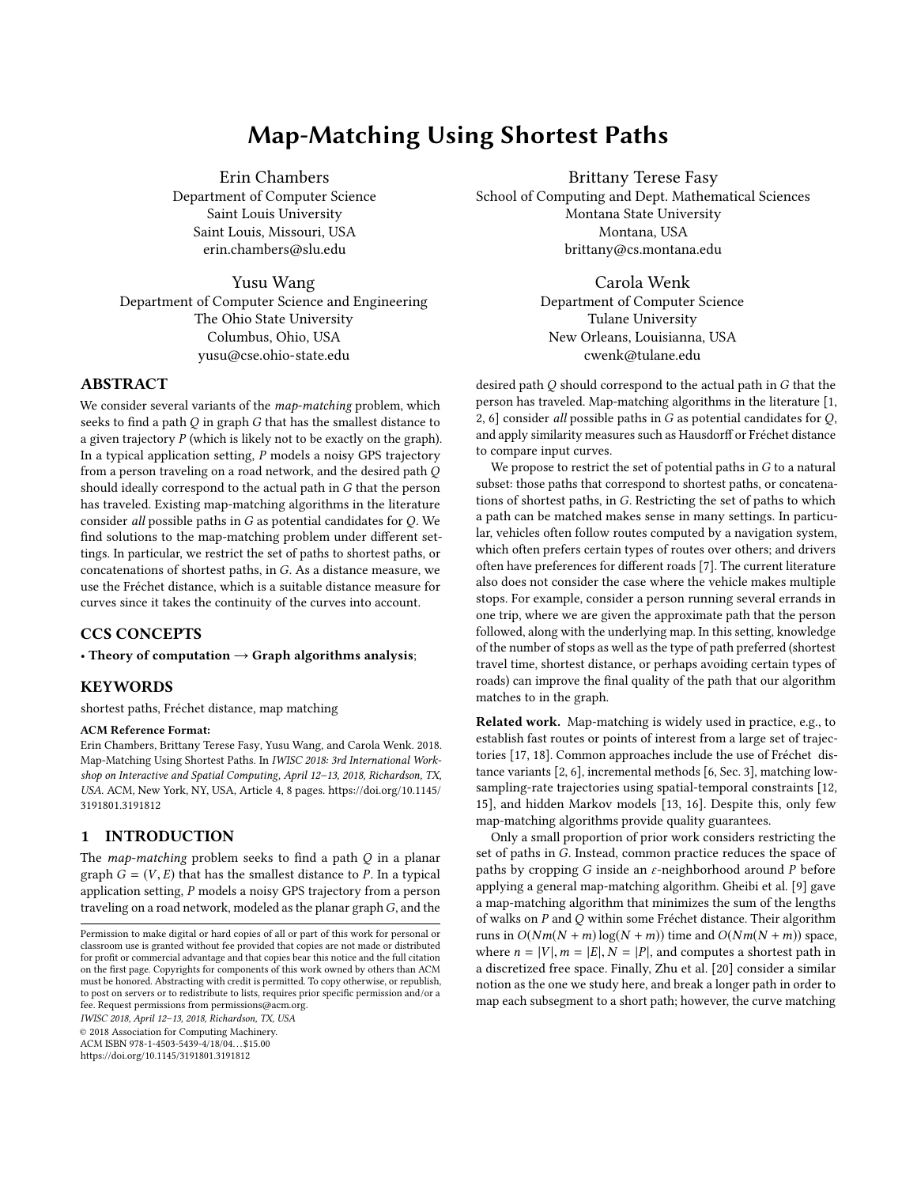# Map-Matching Using Shortest Paths

Erin Chambers
Department of Computer Science
Saint Louis University
Saint Louis, Missouri, USA
erin.chambers@slu.edu

Brittany Terese Fasy
School of Computing and Dept. Mathematical Sciences
Montana State University
Montana, USA
brittany@cs.montana.edu

Yusu Wang
Department of Computer Science and Engineering
The Ohio State University
Columbus, Ohio, USA
yusu@cse.ohio-state.edu

Carola Wenk
Department of Computer Science
Tulane University
New Orleans, Louisianna, USA
cwenk@tulane.edu

## ABSTRACT

We consider several variants of the *map-matching* problem, which seeks to find a path $Q$ in graph $G$ that has the smallest distance to a given trajectory $P$ (which is likely not to be exactly on the graph). In a typical application setting, $P$ models a noisy GPS trajectory from a person traveling on a road network, and the desired path $Q$ should ideally correspond to the actual path in $G$ that the person has traveled. Existing map-matching algorithms in the literature consider *all* possible paths in $G$ as potential candidates for $Q$. We find solutions to the map-matching problem under different settings. In particular, we restrict the set of paths to shortest paths, or concatenations of shortest paths, in $G$. As a distance measure, we use the Fréchet distance, which is a suitable distance measure for curves since it takes the continuity of the curves into account.

## CCS CONCEPTS

• **Theory of computation → Graph algorithms analysis**;

## KEYWORDS

shortest paths, Fréchet distance, map matching

**ACM Reference Format:**
Erin Chambers, Brittany Terese Fasy, Yusu Wang, and Carola Wenk. 2018. Map-Matching Using Shortest Paths. In *IWISC 2018: 3rd International Workshop on Interactive and Spatial Computing, April 12–13, 2018, Richardson, TX, USA.* ACM, New York, NY, USA, Article 4, 8 pages. https://doi.org/10.1145/3191801.3191812

## 1 INTRODUCTION

The *map-matching* problem seeks to find a path $Q$ in a planar graph $G = (V, E)$ that has the smallest distance to $P$. In a typical application setting, $P$ models a noisy GPS trajectory from a person traveling on a road network, modeled as the planar graph $G$, and the desired path $Q$ should correspond to the actual path in $G$ that the person has traveled. Map-matching algorithms in the literature [1, 2, 6] consider *all* possible paths in $G$ as potential candidates for $Q$, and apply similarity measures such as Hausdorff or Fréchet distance to compare input curves.

We propose to restrict the set of potential paths in $G$ to a natural subset: those paths that correspond to shortest paths, or concatenations of shortest paths, in $G$. Restricting the set of paths to which a path can be matched makes sense in many settings. In particular, vehicles often follow routes computed by a navigation system, which often prefers certain types of routes over others; and drivers often have preferences for different roads [7]. The current literature also does not consider the case where the vehicle makes multiple stops. For example, consider a person running several errands in one trip, where we are given the approximate path that the person followed, along with the underlying map. In this setting, knowledge of the number of stops as well as the type of path preferred (shortest travel time, shortest distance, or perhaps avoiding certain types of roads) can improve the final quality of the path that our algorithm matches to in the graph.

**Related work.** Map-matching is widely used in practice, e.g., to establish fast routes or points of interest from a large set of trajectories [17, 18]. Common approaches include the use of Fréchet distance variants [2, 6], incremental methods [6, Sec. 3], matching low-sampling-rate trajectories using spatial-temporal constraints [12, 15], and hidden Markov models [13, 16]. Despite this, only few map-matching algorithms provide quality guarantees.

Only a small proportion of prior work considers restricting the set of paths in $G$. Instead, common practice reduces the space of paths by cropping $G$ inside an $\varepsilon$-neighborhood around $P$ before applying a general map-matching algorithm. Gheibi et al. [9] gave a map-matching algorithm that minimizes the sum of the lengths of walks on $P$ and $Q$ within some Fréchet distance. Their algorithm runs in $O(Nm(N + m) \log(N + m))$ time and $O(Nm(N + m))$ space, where $n = |V|$, $m = |E|$, $N = |P|$, and computes a shortest path in a discretized free space. Finally, Zhu et al. [20] consider a similar notion as the one we study here, and break a longer path in order to map each subsegment to a short path; however, the curve matching

Permission to make digital or hard copies of all or part of this work for personal or classroom use is granted without fee provided that copies are not made or distributed for profit or commercial advantage and that copies bear this notice and the full citation on the first page. Copyrights for components of this work owned by others than ACM must be honored. Abstracting with credit is permitted. To copy otherwise, or republish, to post on servers or to redistribute to lists, requires prior specific permission and/or a fee. Request permissions from permissions@acm.org.
*IWISC 2018, April 12–13, 2018, Richardson, TX, USA*
© 2018 Association for Computing Machinery.
ACM ISBN 978-1-4503-5439-4/18/04…$15.00
https://doi.org/10.1145/3191801.3191812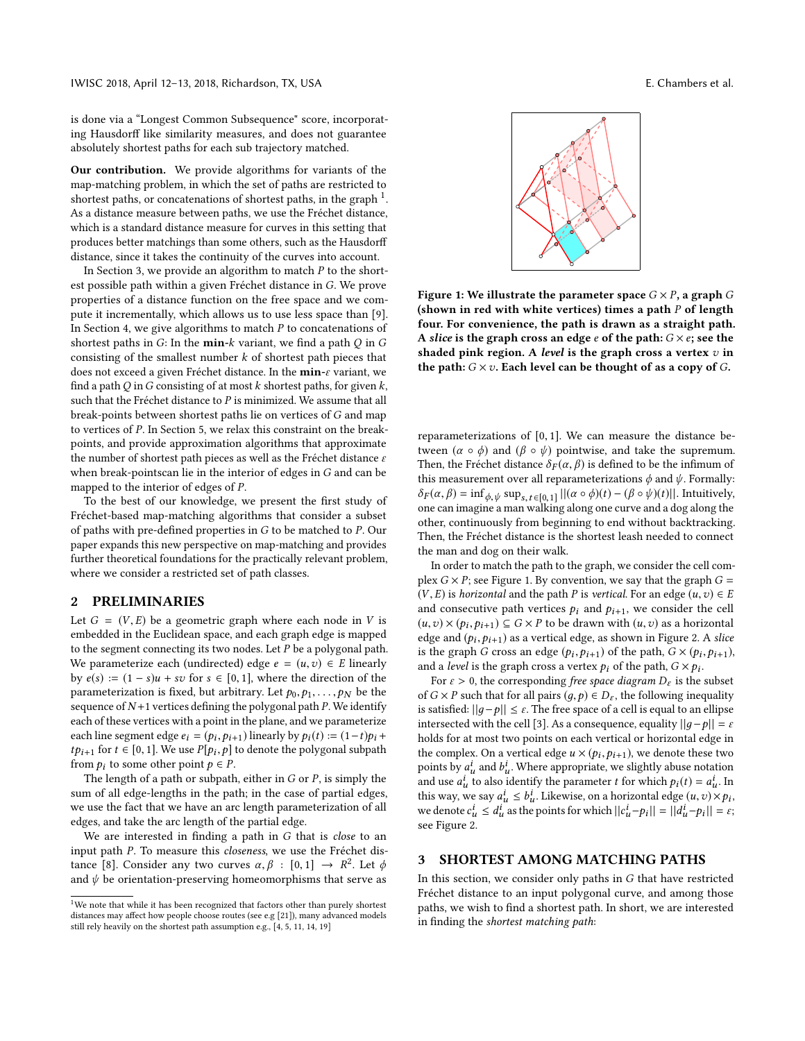is done via a "Longest Common Subsequence" score, incorporating Hausdorff like similarity measures, and does not guarantee absolutely shortest paths for each sub trajectory matched.

**Our contribution.** We provide algorithms for variants of the map-matching problem, in which the set of paths are restricted to shortest paths, or concatenations of shortest paths, in the graph [1]. As a distance measure between paths, we use the Fréchet distance, which is a standard distance measure for curves in this setting that produces better matchings than some others, such as the Hausdorff distance, since it takes the continuity of the curves into account.

In Section 3, we provide an algorithm to match $P$ to the shortest possible path within a given Fréchet distance in $G$. We prove properties of a distance function on the free space and we compute it incrementally, which allows us to use less space than [9]. In Section 4, we give algorithms to match $P$ to concatenations of shortest paths in $G$: In the **min-**$k$ variant, we find a path $Q$ in $G$ consisting of the smallest number $k$ of shortest path pieces that does not exceed a given Fréchet distance. In the **min-**$\varepsilon$ variant, we find a path $Q$ in $G$ consisting of at most $k$ shortest paths, for given $k$, such that the Fréchet distance to $P$ is minimized. We assume that all break-points between shortest paths lie on vertices of $G$ and map to vertices of $P$. In Section 5, we relax this constraint on the break-points, and provide approximation algorithms that approximate the number of shortest path pieces as well as the Fréchet distance $\varepsilon$ when break-pointscan lie in the interior of edges in $G$ and can be mapped to the interior of edges of $P$.

To the best of our knowledge, we present the first study of Fréchet-based map-matching algorithms that consider a subset of paths with pre-defined properties in $G$ to be matched to $P$. Our paper expands this new perspective on map-matching and provides further theoretical foundations for the practically relevant problem, where we consider a restricted set of path classes.

## 2 PRELIMINARIES

Let $G = (V, E)$ be a geometric graph where each node in $V$ is embedded in the Euclidean space, and each graph edge is mapped to the segment connecting its two nodes. Let $P$ be a polygonal path. We parameterize each (undirected) edge $e = (u, v) \in E$ linearly by $e(s) := (1 - s)u + sv$ for $s \in [0, 1]$, where the direction of the parameterization is fixed, but arbitrary. Let $p_0, p_1, \ldots, p_N$ be the sequence of $N+1$ vertices defining the polygonal path $P$. We identify each of these vertices with a point in the plane, and we parameterize each line segment edge $e_i = (p_i, p_{i+1})$ linearly by $p_i(t) := (1-t)p_i + tp_{i+1}$ for $t \in [0, 1]$. We use $P[p_i, p]$ to denote the polygonal subpath from $p_i$ to some other point $p \in P$.

The length of a path or subpath, either in $G$ or $P$, is simply the sum of all edge-lengths in the path; in the case of partial edges, we use the fact that we have an arc length parameterization of all edges, and take the arc length of the partial edge.

We are interested in finding a path in $G$ that is *close* to an input path $P$. To measure this *closeness*, we use the Fréchet distance [8]. Consider any two curves $\alpha, \beta : [0, 1] \to R^2$. Let $\phi$ and $\psi$ be orientation-preserving homeomorphisms that serve as reparameterizations of $[0, 1]$. We can measure the distance between $(\alpha \circ \phi)$ and $(\beta \circ \psi)$ pointwise, and take the supremum. Then, the Fréchet distance $\delta_F(\alpha, \beta)$ is defined to be the infimum of this measurement over all reparameterizations $\phi$ and $\psi$. Formally: $\delta_F(\alpha, \beta) = \inf_{\phi,\psi} \sup_{s,t\in[0,1]} ||(\alpha \circ \phi)(t) - (\beta \circ \psi)(t)||$. Intuitively, one can imagine a man walking along one curve and a dog along the other, continuously from beginning to end without backtracking. Then, the Fréchet distance is the shortest leash needed to connect the man and dog on their walk.

[1] We note that while it has been recognized that factors other than purely shortest distances may affect how people choose routes (see e.g [21]), many advanced models still rely heavily on the shortest path assumption e.g., [4, 5, 11, 14, 19]

**Figure 1: We illustrate the parameter space $G \times P$, a graph $G$ (shown in red with white vertices) times a path $P$ of length four. For convenience, the path is drawn as a straight path. A *slice* is the graph cross an edge $e$ of the path: $G \times e$; see the shaded pink region. A *level* is the graph cross a vertex $v$ in the path: $G \times v$. Each level can be thought of as a copy of $G$.**

In order to match the path to the graph, we consider the cell complex $G \times P$; see Figure 1. By convention, we say that the graph $G = (V, E)$ is *horizontal* and the path $P$ is *vertical*. For an edge $(u, v) \in E$ and consecutive path vertices $p_i$ and $p_{i+1}$, we consider the cell $(u, v) \times (p_i, p_{i+1}) \subseteq G \times P$ to be drawn with $(u, v)$ as a horizontal edge and $(p_i, p_{i+1})$ as a vertical edge, as shown in Figure 2. A *slice* is the graph $G$ cross an edge $(p_i, p_{i+1})$ of the path, $G \times (p_i, p_{i+1})$, and a *level* is the graph cross a vertex $p_i$ of the path, $G \times p_i$.

For $\varepsilon > 0$, the corresponding *free space diagram* $D_\varepsilon$ is the subset of $G \times P$ such that for all pairs $(g, p) \in D_\varepsilon$, the following inequality is satisfied: $||g - p|| \leq \varepsilon$. The free space of a cell is equal to an ellipse intersected with the cell [3]. As a consequence, equality $||g - p|| = \varepsilon$ holds for at most two points on each vertical or horizontal edge in the complex. On a vertical edge $u \times (p_i, p_{i+1})$, we denote these two points by $a_u^i$ and $b_u^i$. Where appropriate, we slightly abuse notation and use $a_u^i$ to also identify the parameter $t$ for which $p_i(t) = a_u^i$. In this way, we say $a_u^i \leq b_u^i$. Likewise, on a horizontal edge $(u, v) \times p_i$, we denote $c_u^i \leq d_u^i$ as the points for which $||c_u^i - p_i|| = ||d_u^i - p_i|| = \varepsilon$; see Figure 2.

## 3 SHORTEST AMONG MATCHING PATHS

In this section, we consider only paths in $G$ that have restricted Fréchet distance to an input polygonal curve, and among those paths, we wish to find a shortest path. In short, we are interested in finding the *shortest matching path*: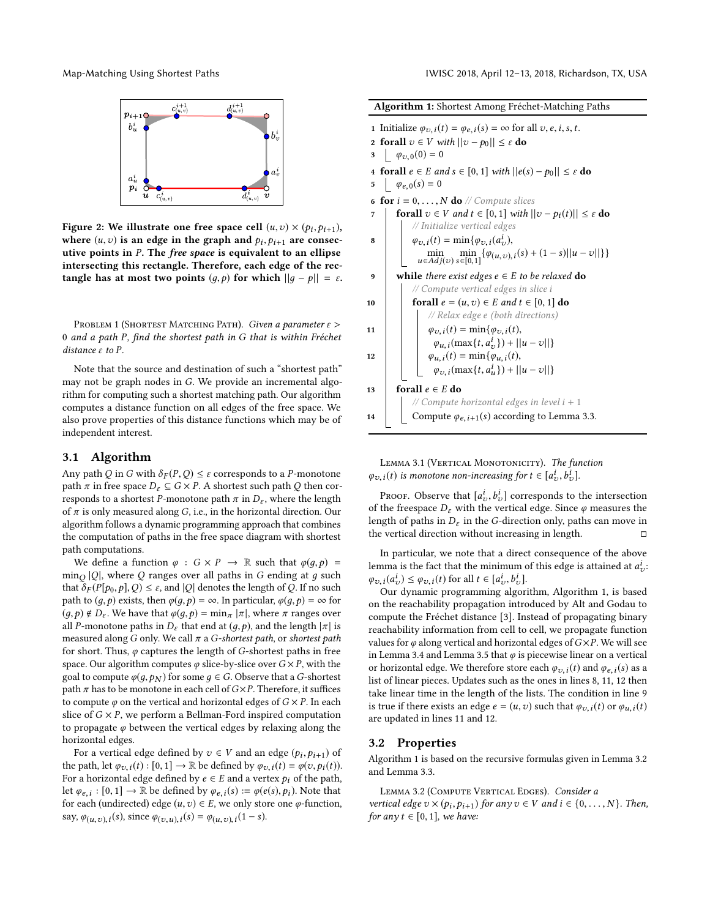Figure 2: We illustrate one free space cell $(u,v) \times (p_i, p_{i+1})$, where $(u,v)$ is an edge in the graph and $p_i, p_{i+1}$ are consecutive points in $P$. The *free space* is equivalent to an ellipse intersecting this rectangle. Therefore, each edge of the rectangle has at most two points $(g,p)$ for which $||g-p|| = \varepsilon$.

Problem 1 (Shortest Matching Path). *Given a parameter $\varepsilon > 0$ and a path $P$, find the shortest path in $G$ that is within Fréchet distance $\varepsilon$ to $P$.*

Note that the source and destination of such a "shortest path" may not be graph nodes in $G$. We provide an incremental algorithm for computing such a shortest matching path. Our algorithm computes a distance function on all edges of the free space. We also prove properties of this distance functions which may be of independent interest.

## 3.1 Algorithm

Any path $Q$ in $G$ with $\delta_F(P,Q) \leq \varepsilon$ corresponds to a $P$-monotone path $\pi$ in free space $D_\varepsilon \subseteq G \times P$. A shortest such path $Q$ then corresponds to a shortest $P$-monotone path $\pi$ in $D_\varepsilon$, where the length of $\pi$ is only measured along $G$, i.e., in the horizontal direction. Our algorithm follows a dynamic programming approach that combines the computation of paths in the free space diagram with shortest path computations.

We define a function $\varphi : G \times P \to \mathbb{R}$ such that $\varphi(g,p) = \min_Q |Q|$, where $Q$ ranges over all paths in $G$ ending at $g$ such that $\delta_F(P[p_0,p],Q) \leq \varepsilon$, and $|Q|$ denotes the length of $Q$. If no such path to $(g,p)$ exists, then $\varphi(g,p) = \infty$. In particular, $\varphi(g,p) = \infty$ for $(g,p) \notin D_\varepsilon$. We have that $\varphi(g,p) = \min_\pi |\pi|$, where $\pi$ ranges over all $P$-monotone paths in $D_\varepsilon$ that end at $(g,p)$, and the length $|\pi|$ is measured along $G$ only. We call $\pi$ a *$G$-shortest path*, or *shortest path* for short. Thus, $\varphi$ captures the length of $G$-shortest paths in free space. Our algorithm computes $\varphi$ slice-by-slice over $G \times P$, with the goal to compute $\varphi(g, p_N)$ for some $g \in G$. Observe that a $G$-shortest path $\pi$ has to be monotone in each cell of $G \times P$. Therefore, it suffices to compute $\varphi$ on the vertical and horizontal edges of $G \times P$. In each slice of $G \times P$, we perform a Bellman-Ford inspired computation to propagate $\varphi$ between the vertical edges by relaxing along the horizontal edges.

For a vertical edge defined by $v \in V$ and an edge $(p_i, p_{i+1})$ of the path, let $\varphi_{v,i}(t) : [0,1] \to \mathbb{R}$ be defined by $\varphi_{v,i}(t) = \varphi(v, p_i(t))$. For a horizontal edge defined by $e \in E$ and a vertex $p_i$ of the path, let $\varphi_{e,i} : [0,1] \to \mathbb{R}$ be defined by $\varphi_{e,i}(s) := \varphi(e(s), p_i)$. Note that for each (undirected) edge $(u,v) \in E$, we only store one $\varphi$-function, say, $\varphi_{(u,v),i}(s)$, since $\varphi_{(v,u),i}(s) = \varphi_{(u,v),i}(1-s)$.

**Algorithm 1:** Shortest Among Fréchet-Matching Paths

```
1  Initialize φ_{v,i}(t) = φ_{e,i}(s) = ∞ for all v, e, i, s, t.
2  forall v ∈ V with ||v − p_0|| ≤ ε do
3      φ_{v,0}(0) = 0
4  forall e ∈ E and s ∈ [0,1] with ||e(s) − p_0|| ≤ ε do
5      φ_{e,0}(s) = 0
6  for i = 0, ..., N do // Compute slices
7      forall v ∈ V and t ∈ [0,1] with ||v − p_i(t)|| ≤ ε do
           // Initialize vertical edges
8          φ_{v,i}(t) = min{φ_{v,i}(a^i_v),
               min_{u∈Adj(v)} min_{s∈[0,1]} {φ_{(u,v),i}(s) + (1 − s)||u − v||}}
9      while there exist edges e ∈ E to be relaxed do
           // Compute vertical edges in slice i
10         forall e = (u,v) ∈ E and t ∈ [0,1] do
               // Relax edge e (both directions)
11             φ_{v,i}(t) = min{φ_{v,i}(t),
                   φ_{u,i}(max{t, a^i_v}) + ||u − v||}
12             φ_{u,i}(t) = min{φ_{u,i}(t),
                   φ_{v,i}(max{t, a^i_u}) + ||u − v||}
13     forall e ∈ E do
           // Compute horizontal edges in level i + 1
14         Compute φ_{e,i+1}(s) according to Lemma 3.3.
```

Lemma 3.1 (Vertical Monotonicity). *The function $\varphi_{v,i}(t)$ is monotone non-increasing for $t \in [a^i_v, b^i_v]$.*

Proof. Observe that $[a^i_v, b^i_v]$ corresponds to the intersection of the freespace $D_\varepsilon$ with the vertical edge. Since $\varphi$ measures the length of paths in $D_\varepsilon$ in the $G$-direction only, paths can move in the vertical direction without increasing in length. ◻

In particular, we note that a direct consequence of the above lemma is the fact that the minimum of this edge is attained at $a^i_v$: $\varphi_{v,i}(a^i_v) \leq \varphi_{v,i}(t)$ for all $t \in [a^i_v, b^i_v]$.

Our dynamic programming algorithm, Algorithm 1, is based on the reachability propagation introduced by Alt and Godau to compute the Fréchet distance [3]. Instead of propagating binary reachability information from cell to cell, we propagate function values for $\varphi$ along vertical and horizontal edges of $G \times P$. We will see in Lemma 3.4 and Lemma 3.5 that $\varphi$ is piecewise linear on a vertical or horizontal edge. We therefore store each $\varphi_{v,i}(t)$ and $\varphi_{e,i}(s)$ as a list of linear pieces. Updates such as the ones in lines 8, 11, 12 then take linear time in the length of the lists. The condition in line 9 is true if there exists an edge $e = (u,v)$ such that $\varphi_{v,i}(t)$ or $\varphi_{u,i}(t)$ are updated in lines 11 and 12.

## 3.2 Properties

Algorithm 1 is based on the recursive formulas given in Lemma 3.2 and Lemma 3.3.

Lemma 3.2 (Compute Vertical Edges). *Consider a vertical edge $v \times (p_i, p_{i+1})$ for any $v \in V$ and $i \in \{0, \ldots, N\}$. Then, for any $t \in [0,1]$, we have:*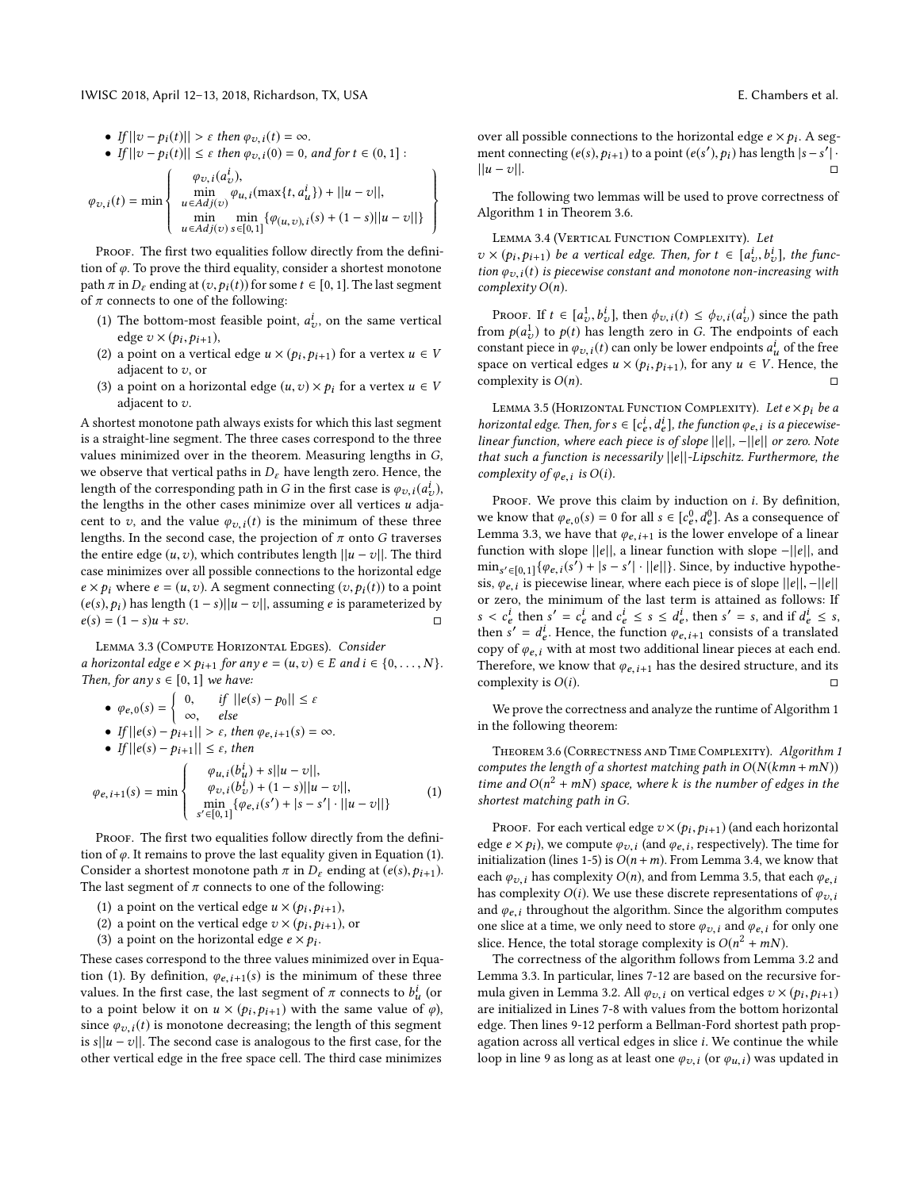- If $||v - p_i(t)|| > \varepsilon$ then $\varphi_{v,i}(t) = \infty$.
- If $||v - p_i(t)|| \leq \varepsilon$ then $\varphi_{v,i}(0) = 0$, and for $t \in (0, 1]$ :

$$\varphi_{v,i}(t) = \min \left\{ \begin{array}{c} \varphi_{v,i}(a_v^i), \\ \min\limits_{u \in Adj(v)} \varphi_{u,i}(\max\{t, a_u^i\}) + ||u - v||, \\ \min\limits_{u \in Adj(v)} \min\limits_{s \in [0,1]} \{\varphi_{(u,v),i}(s) + (1-s)||u - v||\} \end{array} \right\}$$

Proof. The first two equalities follow directly from the definition of $\varphi$. To prove the third equality, consider a shortest monotone path $\pi$ in $D_\varepsilon$ ending at $(v, p_i(t))$ for some $t \in [0, 1]$. The last segment of $\pi$ connects to one of the following:

(1) The bottom-most feasible point, $a_v^i$, on the same vertical edge $v \times (p_i, p_{i+1})$,
(2) a point on a vertical edge $u \times (p_i, p_{i+1})$ for a vertex $u \in V$ adjacent to $v$, or
(3) a point on a horizontal edge $(u, v) \times p_i$ for a vertex $u \in V$ adjacent to $v$.

A shortest monotone path always exists for which this last segment is a straight-line segment. The three cases correspond to the three values minimized over in the theorem. Measuring lengths in $G$, we observe that vertical paths in $D_\varepsilon$ have length zero. Hence, the length of the corresponding path in $G$ in the first case is $\varphi_{v,i}(a_v^i)$, the lengths in the other cases minimize over all vertices $u$ adjacent to $v$, and the value $\varphi_{v,i}(t)$ is the minimum of these three lengths. In the second case, the projection of $\pi$ onto $G$ traverses the entire edge $(u, v)$, which contributes length $||u - v||$. The third case minimizes over all possible connections to the horizontal edge $e \times p_i$ where $e = (u, v)$. A segment connecting $(v, p_i(t))$ to a point $(e(s), p_i)$ has length $(1 - s)||u - v||$, assuming $e$ is parameterized by $e(s) = (1 - s)u + sv$. □

Lemma 3.3 (Compute Horizontal Edges). *Consider a horizontal edge $e \times p_{i+1}$ for any $e = (u, v) \in E$ and $i \in \{0, \ldots, N\}$. Then, for any $s \in [0, 1]$ we have:*

- $\varphi_{e,0}(s) = \begin{cases} 0, & \text{if } ||e(s) - p_0|| \leq \varepsilon \\ \infty, & \text{else} \end{cases}$
- If $||e(s) - p_{i+1}|| > \varepsilon$, then $\varphi_{e,i+1}(s) = \infty$.
- If $||e(s) - p_{i+1}|| \leq \varepsilon$, then

$$\varphi_{e,i+1}(s) = \min \left\{ \begin{array}{c} \varphi_{u,i}(b_u^i) + s||u - v||, \\ \varphi_{v,i}(b_v^i) + (1 - s)||u - v||, \\ \min\limits_{s' \in [0,1]} \{\varphi_{e,i}(s') + |s - s'| \cdot ||u - v||\} \end{array} \right\} \quad (1)$$

Proof. The first two equalities follow directly from the definition of $\varphi$. It remains to prove the last equality given in Equation (1). Consider a shortest monotone path $\pi$ in $D_\varepsilon$ ending at $(e(s), p_{i+1})$. The last segment of $\pi$ connects to one of the following:

(1) a point on the vertical edge $u \times (p_i, p_{i+1})$,
(2) a point on the vertical edge $v \times (p_i, p_{i+1})$, or
(3) a point on the horizontal edge $e \times p_i$.

These cases correspond to the three values minimized over in Equation (1). By definition, $\varphi_{e,i+1}(s)$ is the minimum of these three values. In the first case, the last segment of $\pi$ connects to $b_u^i$ (or to a point below it on $u \times (p_i, p_{i+1})$ with the same value of $\varphi$), since $\varphi_{v,i}(t)$ is monotone decreasing; the length of this segment is $s||u - v||$. The second case is analogous to the first case, for the other vertical edge in the free space cell. The third case minimizes over all possible connections to the horizontal edge $e \times p_i$. A segment connecting $(e(s), p_{i+1})$ to a point $(e(s'), p_i)$ has length $|s - s'| \cdot ||u - v||$. □

The following two lemmas will be used to prove correctness of Algorithm 1 in Theorem 3.6.

Lemma 3.4 (Vertical Function Complexity). *Let $v \times (p_i, p_{i+1})$ be a vertical edge. Then, for $t \in [a_v^i, b_v^i]$, the function $\varphi_{v,i}(t)$ is piecewise constant and monotone non-increasing with complexity $O(n)$.*

Proof. If $t \in [a_v^1, b_v^i]$, then $\phi_{v,i}(t) \leq \phi_{v,i}(a_v^i)$ since the path from $p(a_v^1)$ to $p(t)$ has length zero in $G$. The endpoints of each constant piece in $\varphi_{v,i}(t)$ can only be lower endpoints $a_u^i$ of the free space on vertical edges $u \times (p_i, p_{i+1})$, for any $u \in V$. Hence, the complexity is $O(n)$. □

Lemma 3.5 (Horizontal Function Complexity). *Let $e \times p_i$ be a horizontal edge. Then, for $s \in [c_e^i, d_e^i]$, the function $\varphi_{e,i}$ is a piecewise-linear function, where each piece is of slope $||e||$, $-||e||$ or zero. Note that such a function is necessarily $||e||$-Lipschitz. Furthermore, the complexity of $\varphi_{e,i}$ is $O(i)$.*

Proof. We prove this claim by induction on $i$. By definition, we know that $\varphi_{e,0}(s) = 0$ for all $s \in [c_e^0, d_e^0]$. As a consequence of Lemma 3.3, we have that $\varphi_{e,i+1}$ is the lower envelope of a linear function with slope $||e||$, a linear function with slope $-||e||$, and $\min_{s' \in [0,1]}\{\varphi_{e,i}(s') + |s - s'| \cdot ||e||\}$. Since, by inductive hypothesis, $\varphi_{e,i}$ is piecewise linear, where each piece is of slope $||e||, -||e||$ or zero, the minimum of the last term is attained as follows: If $s < c_e^i$ then $s' = c_e^i$ and $c_e^i \leq s \leq d_e^i$, then $s' = s$, and if $d_e^i \leq s$, then $s' = d_e^i$. Hence, the function $\varphi_{e,i+1}$ consists of a translated copy of $\varphi_{e,i}$ with at most two additional linear pieces at each end. Therefore, we know that $\varphi_{e,i+1}$ has the desired structure, and its complexity is $O(i)$. □

We prove the correctness and analyze the runtime of Algorithm 1 in the following theorem:

Theorem 3.6 (Correctness and Time Complexity). *Algorithm 1 computes the length of a shortest matching path in $O(N(kmn + mN))$ time and $O(n^2 + mN)$ space, where $k$ is the number of edges in the shortest matching path in $G$.*

Proof. For each vertical edge $v \times (p_i, p_{i+1})$ (and each horizontal edge $e \times p_i$), we compute $\varphi_{v,i}$ (and $\varphi_{e,i}$, respectively). The time for initialization (lines 1-5) is $O(n + m)$. From Lemma 3.4, we know that each $\varphi_{v,i}$ has complexity $O(n)$, and from Lemma 3.5, that each $\varphi_{e,i}$ has complexity $O(i)$. We use these discrete representations of $\varphi_{v,i}$ and $\varphi_{e,i}$ throughout the algorithm. Since the algorithm computes one slice at a time, we only need to store $\varphi_{v,i}$ and $\varphi_{e,i}$ for only one slice. Hence, the total storage complexity is $O(n^2 + mN)$.

The correctness of the algorithm follows from Lemma 3.2 and Lemma 3.3. In particular, lines 7-12 are based on the recursive formula given in Lemma 3.2. All $\varphi_{v,i}$ on vertical edges $v \times (p_i, p_{i+1})$ are initialized in Lines 7-8 with values from the bottom horizontal edge. Then lines 9-12 perform a Bellman-Ford shortest path propagation across all vertical edges in slice $i$. We continue the while loop in line 9 as long as at least one $\varphi_{v,i}$ (or $\varphi_{u,i}$) was updated in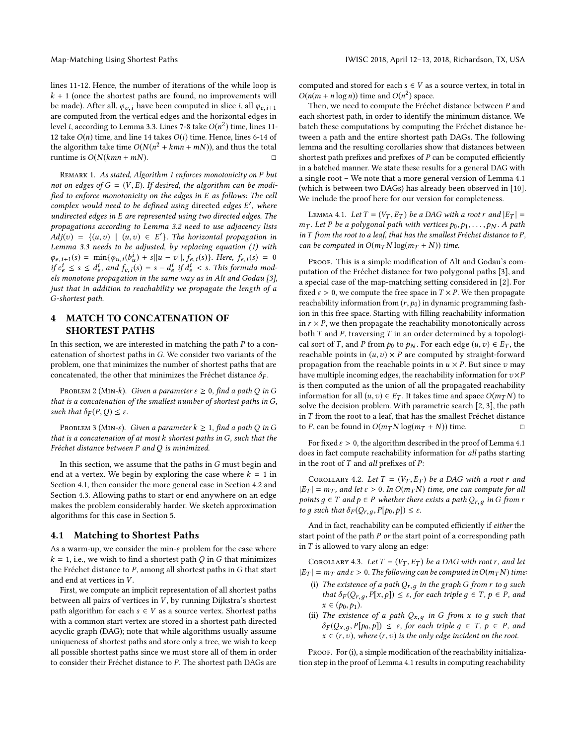lines 11-12. Hence, the number of iterations of the while loop is $k+1$ (once the shortest paths are found, no improvements will be made). After all, $\varphi_{v,i}$ have been computed in slice $i$, all $\varphi_{e,i+1}$ are computed from the vertical edges and the horizontal edges in level $i$, according to Lemma 3.3. Lines 7-8 take $O(n^2)$ time, lines 11-12 take $O(n)$ time, and line 14 takes $O(i)$ time. Hence, lines 6-14 of the algorithm take time $O(N(n^2 + kmn + mN))$, and thus the total runtime is $O(N(kmn + mN))$. □

Remark 1. *As stated, Algorithm 1 enforces monotonicity on P but not on edges of $G = (V, E)$. If desired, the algorithm can be modified to enforce monotonicity on the edges in E as follows: The cell complex would need to be defined using* directed *edges $E'$, where undirected edges in E are represented using two directed edges. The propagations according to Lemma 3.2 need to use adjacency lists $Adj(v) = \{(u, v) \mid (u, v) \in E'\}$. The horizontal propagation in Lemma 3.3 needs to be adjusted, by replacing equation (1) with $\varphi_{e,i+1}(s) = \min\{\varphi_{u,i}(b_u^i) + s||u - v||, f_{e,i}(s)\}$. Here, $f_{e,i}(s) = 0$ if $c_e^i \le s \le d_e^i$, and $f_{e,i}(s) = s - d_e^i$ if $d_e^i < s$. This formula models monotone propagation in the same way as in Alt and Godau [3], just that in addition to reachability we propagate the length of a G-shortest path.*

# 4 MATCH TO CONCATENATION OF SHORTEST PATHS

In this section, we are interested in matching the path $P$ to a concatenation of shortest paths in $G$. We consider two variants of the problem, one that minimizes the number of shortest paths that are concatenated, the other that minimizes the Fréchet distance $\delta_F$.

Problem 2 (Min-$k$). *Given a parameter $\varepsilon \ge 0$, find a path Q in G that is a concatenation of the smallest number of shortest paths in G, such that $\delta_F(P, Q) \le \varepsilon$.*

Problem 3 (Min-$\varepsilon$). *Given a parameter $k \ge 1$, find a path Q in G that is a concatenation of at most k shortest paths in G, such that the Fréchet distance between P and Q is minimized.*

In this section, we assume that the paths in $G$ must begin and end at a vertex. We begin by exploring the case where $k = 1$ in Section 4.1, then consider the more general case in Section 4.2 and Section 4.3. Allowing paths to start or end anywhere on an edge makes the problem considerably harder. We sketch approximation algorithms for this case in Section 5.

## 4.1 Matching to Shortest Paths

As a warm-up, we consider the min-$\varepsilon$ problem for the case where $k = 1$, i.e., we wish to find a shortest path $Q$ in $G$ that minimizes the Fréchet distance to $P$, among all shortest paths in $G$ that start and end at vertices in $V$.

First, we compute an implicit representation of all shortest paths between all pairs of vertices in $V$, by running Dijkstra's shortest path algorithm for each $s \in V$ as a source vertex. Shortest paths with a common start vertex are stored in a shortest path directed acyclic graph (DAG); note that while algorithms usually assume uniqueness of shortest paths and store only a tree, we wish to keep all possible shortest paths since we must store all of them in order to consider their Fréchet distance to $P$. The shortest path DAGs are computed and stored for each $s \in V$ as a source vertex, in total in $O(n(m + n \log n))$ time and $O(n^2)$ space.

Then, we need to compute the Fréchet distance between $P$ and each shortest path, in order to identify the minimum distance. We batch these computations by computing the Fréchet distance between a path and the entire shortest path DAGs. The following lemma and the resulting corollaries show that distances between shortest path prefixes and prefixes of $P$ can be computed efficiently in a batched manner. We state these results for a general DAG with a single root – We note that a more general version of Lemma 4.1 (which is between two DAGs) has already been observed in [10]. We include the proof here for our version for completeness.

Lemma 4.1. *Let $T = (V_T, E_T)$ be a DAG with a root r and $|E_T| = m_T$. Let P be a polygonal path with vertices $p_0, p_1, \ldots, p_N$. A path in T from the root to a leaf, that has the smallest Fréchet distance to P, can be computed in $O(m_T N \log(m_T + N))$ time.*

Proof. This is a simple modification of Alt and Godau's computation of the Fréchet distance for two polygonal paths [3], and a special case of the map-matching setting considered in [2]. For fixed $\varepsilon > 0$, we compute the free space in $T \times P$. We then propagate reachability information from $(r, p_0)$ in dynamic programming fashion in this free space. Starting with filling reachability information in $r \times P$, we then propagate the reachability monotonically across both $T$ and $P$, traversing $T$ in an order determined by a topological sort of $T$, and $P$ from $p_0$ to $p_N$. For each edge $(u, v) \in E_T$, the reachable points in $(u, v) \times P$ are computed by straight-forward propagation from the reachable points in $u \times P$. But since $v$ may have multiple incoming edges, the reachability information for $v \times P$ is then computed as the union of all the propagated reachability information for all $(u, v) \in E_T$. It takes time and space $O(m_T N)$ to solve the decision problem. With parametric search [2, 3], the path in $T$ from the root to a leaf, that has the smallest Fréchet distance to $P$, can be found in $O(m_T N \log(m_T + N))$ time. □

For fixed $\varepsilon > 0$, the algorithm described in the proof of Lemma 4.1 does in fact compute reachability information for *all* paths starting in the root of $T$ and *all* prefixes of $P$:

Corollary 4.2. *Let $T = (V_T, E_T)$ be a DAG with a root r and $|E_T| = m_T$, and let $\varepsilon > 0$. In $O(m_T N)$ time, one can compute for all points $g \in T$ and $p \in P$ whether there exists a path $Q_{r,g}$ in G from r to g such that $\delta_F(Q_{r,g}, P[p_0, p]) \le \varepsilon$.*

And in fact, reachability can be computed efficiently if *either* the start point of the path $P$ *or* the start point of a corresponding path in $T$ is allowed to vary along an edge:

Corollary 4.3. *Let $T = (V_T, E_T)$ be a DAG with root r, and let $|E_T| = m_T$ and $\varepsilon > 0$. The following can be computed in $O(m_T N)$ time:*

- (i) *The existence of a path $Q_{r,g}$ in the graph G from r to g such that $\delta_F(Q_{r,g}, P[x, p]) \le \varepsilon$, for each triple $g \in T$, $p \in P$, and $x \in (p_0, p_1)$.*
- (ii) *The existence of a path $Q_{x,g}$ in G from x to g such that $\delta_F(Q_{x,g}, P[p_0, p]) \le \varepsilon$, for each triple $g \in T$, $p \in P$, and $x \in (r, v)$, where $(r, v)$ is the only edge incident on the root.*

Proof. For (i), a simple modification of the reachability initialization step in the proof of Lemma 4.1 results in computing reachability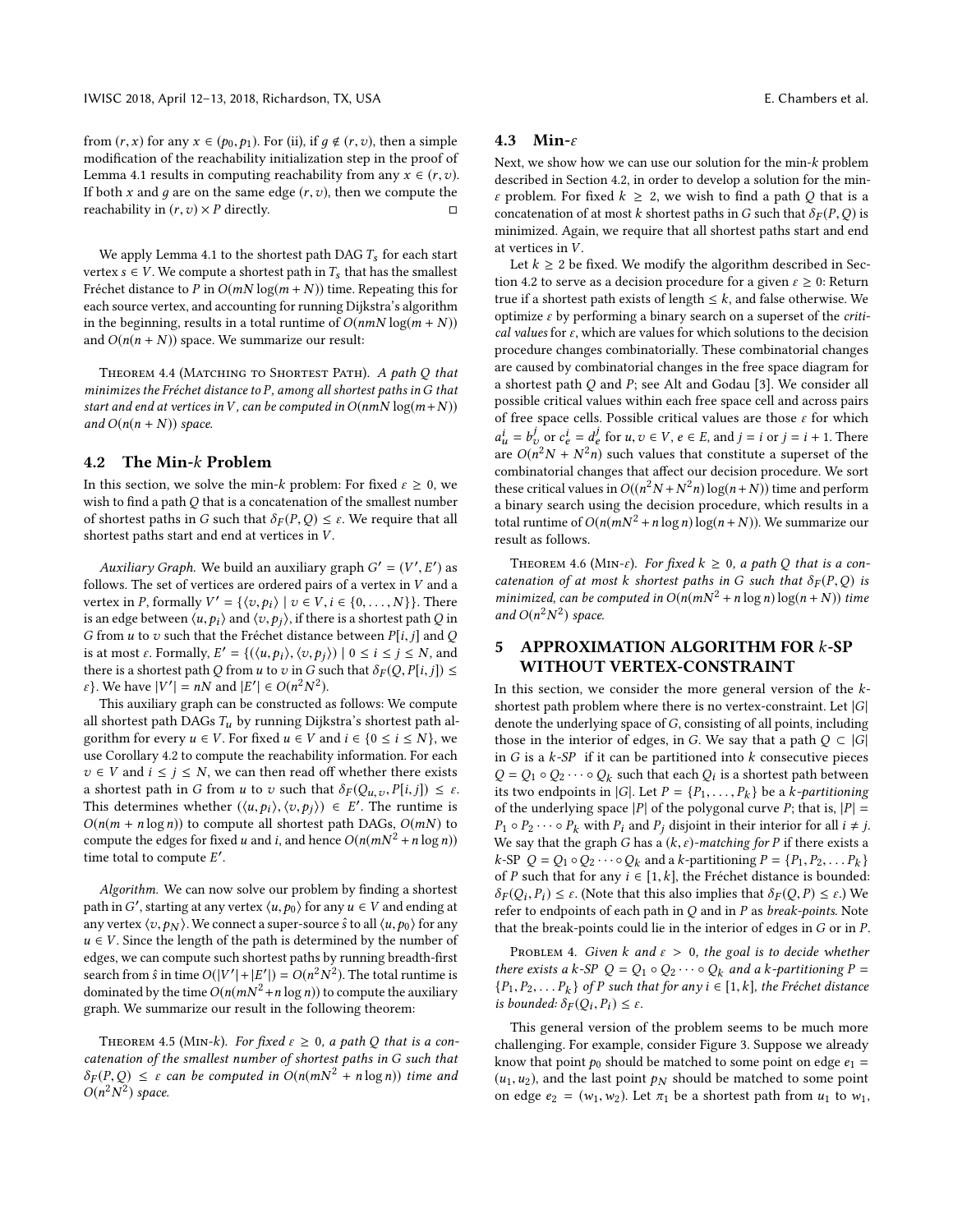from $(r, x)$ for any $x \in (p_0, p_1)$. For (ii), if $g \notin (r, v)$, then a simple modification of the reachability initialization step in the proof of Lemma 4.1 results in computing reachability from any $x \in (r, v)$. If both $x$ and $g$ are on the same edge $(r, v)$, then we compute the reachability in $(r, v) \times P$ directly. □

We apply Lemma 4.1 to the shortest path DAG $T_s$ for each start vertex $s \in V$. We compute a shortest path in $T_s$ that has the smallest Fréchet distance to $P$ in $O(mN \log(m + N))$ time. Repeating this for each source vertex, and accounting for running Dijkstra's algorithm in the beginning, results in a total runtime of $O(nmN \log(m + N))$ and $O(n(n + N))$ space. We summarize our result:

Theorem 4.4 (Matching to Shortest Path). *A path $Q$ that minimizes the Fréchet distance to $P$, among all shortest paths in $G$ that start and end at vertices in $V$, can be computed in $O(nmN \log(m+N))$ and $O(n(n + N))$ space.*

## 4.2 The Min-$k$ Problem

In this section, we solve the min-$k$ problem: For fixed $\varepsilon \geq 0$, we wish to find a path $Q$ that is a concatenation of the smallest number of shortest paths in $G$ such that $\delta_F(P, Q) \leq \varepsilon$. We require that all shortest paths start and end at vertices in $V$.

*Auxiliary Graph.* We build an auxiliary graph $G' = (V', E')$ as follows. The set of vertices are ordered pairs of a vertex in $V$ and a vertex in $P$, formally $V' = \{\langle v, p_i \rangle \mid v \in V, i \in \{0, \ldots, N\}\}$. There is an edge between $\langle u, p_i \rangle$ and $\langle v, p_j \rangle$, if there is a shortest path $Q$ in $G$ from $u$ to $v$ such that the Fréchet distance between $P[i, j]$ and $Q$ is at most $\varepsilon$. Formally, $E' = \{(\langle u, p_i \rangle, \langle v, p_j \rangle) \mid 0 \leq i \leq j \leq N$, and there is a shortest path $Q$ from $u$ to $v$ in $G$ such that $\delta_F(Q, P[i, j]) \leq \varepsilon\}$. We have $|V'| = nN$ and $|E'| \in O(n^2N^2)$.

This auxiliary graph can be constructed as follows: We compute all shortest path DAGs $T_u$ by running Dijkstra's shortest path algorithm for every $u \in V$. For fixed $u \in V$ and $i \in \{0 \leq i \leq N\}$, we use Corollary 4.2 to compute the reachability information. For each $v \in V$ and $i \leq j \leq N$, we can then read off whether there exists a shortest path in $G$ from $u$ to $v$ such that $\delta_F(Q_{u,v}, P[i, j]) \leq \varepsilon$. This determines whether $(\langle u, p_i \rangle, \langle v, p_j \rangle) \in E'$. The runtime is $O(n(m + n \log n))$ to compute all shortest path DAGs, $O(mN)$ to compute the edges for fixed $u$ and $i$, and hence $O(n(mN^2 + n \log n))$ time total to compute $E'$.

*Algorithm.* We can now solve our problem by finding a shortest path in $G'$, starting at any vertex $\langle u, p_0 \rangle$ for any $u \in V$ and ending at any vertex $\langle v, p_N \rangle$. We connect a super-source $\hat{s}$ to all $\langle u, p_0 \rangle$ for any $u \in V$. Since the length of the path is determined by the number of edges, we can compute such shortest paths by running breadth-first search from $\hat{s}$ in time $O(|V'| + |E'|) = O(n^2N^2)$. The total runtime is dominated by the time $O(n(mN^2 + n \log n))$ to compute the auxiliary graph. We summarize our result in the following theorem:

Theorem 4.5 (Min-$k$). *For fixed $\varepsilon \geq 0$, a path $Q$ that is a concatenation of the smallest number of shortest paths in $G$ such that $\delta_F(P, Q) \leq \varepsilon$ can be computed in $O(n(mN^2 + n \log n))$ time and $O(n^2N^2)$ space.*

## 4.3 Min-$\varepsilon$

Next, we show how we can use our solution for the min-$k$ problem described in Section 4.2, in order to develop a solution for the min-$\varepsilon$ problem. For fixed $k \geq 2$, we wish to find a path $Q$ that is a concatenation of at most $k$ shortest paths in $G$ such that $\delta_F(P, Q)$ is minimized. Again, we require that all shortest paths start and end at vertices in $V$.

Let $k \geq 2$ be fixed. We modify the algorithm described in Section 4.2 to serve as a decision procedure for a given $\varepsilon \geq 0$: Return true if a shortest path exists of length $\leq k$, and false otherwise. We optimize $\varepsilon$ by performing a binary search on a superset of the *critical values* for $\varepsilon$, which are values for which solutions to the decision procedure changes combinatorially. These combinatorial changes are caused by combinatorial changes in the free space diagram for a shortest path $Q$ and $P$; see Alt and Godau [3]. We consider all possible critical values within each free space cell and across pairs of free space cells. Possible critical values are those $\varepsilon$ for which $a^i_u = b^j_v$ or $c^i_e = d^j_e$ for $u, v \in V$, $e \in E$, and $j = i$ or $j = i + 1$. There are $O(n^2N + N^2n)$ such values that constitute a superset of the combinatorial changes that affect our decision procedure. We sort these critical values in $O((n^2N + N^2n) \log(n+N))$ time and perform a binary search using the decision procedure, which results in a total runtime of $O(n(mN^2 + n \log n) \log(n + N))$. We summarize our result as follows.

Theorem 4.6 (Min-$\varepsilon$). *For fixed $k \geq 0$, a path $Q$ that is a concatenation of at most $k$ shortest paths in $G$ such that $\delta_F(P, Q)$ is minimized, can be computed in $O(n(mN^2 + n \log n) \log(n + N))$ time and $O(n^2N^2)$ space.*

# 5 APPROXIMATION ALGORITHM FOR $k$-SP WITHOUT VERTEX-CONSTRAINT

In this section, we consider the more general version of the $k$-shortest path problem where there is no vertex-constraint. Let $|G|$ denote the underlying space of $G$, consisting of all points, including those in the interior of edges, in $G$. We say that a path $Q \subset |G|$ in $G$ is a *$k$-SP* if it can be partitioned into $k$ consecutive pieces $Q = Q_1 \circ Q_2 \cdots \circ Q_k$ such that each $Q_i$ is a shortest path between its two endpoints in $|G|$. Let $P = \{P_1, \ldots, P_k\}$ be a *$k$-partitioning* of the underlying space $|P|$ of the polygonal curve $P$; that is, $|P| = P_1 \circ P_2 \cdots \circ P_k$ with $P_i$ and $P_j$ disjoint in their interior for all $i \neq j$. We say that the graph $G$ has a *$(k, \varepsilon)$-matching for $P$* if there exists a $k$-SP $Q = Q_1 \circ Q_2 \cdots \circ Q_k$ and a $k$-partitioning $P = \{P_1, P_2, \ldots P_k\}$ of $P$ such that for any $i \in [1, k]$, the Fréchet distance is bounded: $\delta_F(Q_i, P_i) \leq \varepsilon$. (Note that this also implies that $\delta_F(Q, P) \leq \varepsilon$.) We refer to endpoints of each path in $Q$ and in $P$ as *break-points*. Note that the break-points could lie in the interior of edges in $G$ or in $P$.

Problem 4. *Given $k$ and $\varepsilon > 0$, the goal is to decide whether there exists a $k$-SP $Q = Q_1 \circ Q_2 \cdots \circ Q_k$ and a $k$-partitioning $P = \{P_1, P_2, \ldots P_k\}$ of $P$ such that for any $i \in [1, k]$, the Fréchet distance is bounded: $\delta_F(Q_i, P_i) \leq \varepsilon$.*

This general version of the problem seems to be much more challenging. For example, consider Figure 3. Suppose we already know that point $p_0$ should be matched to some point on edge $e_1 = (u_1, u_2)$, and the last point $p_N$ should be matched to some point on edge $e_2 = (w_1, w_2)$. Let $\pi_1$ be a shortest path from $u_1$ to $w_1$,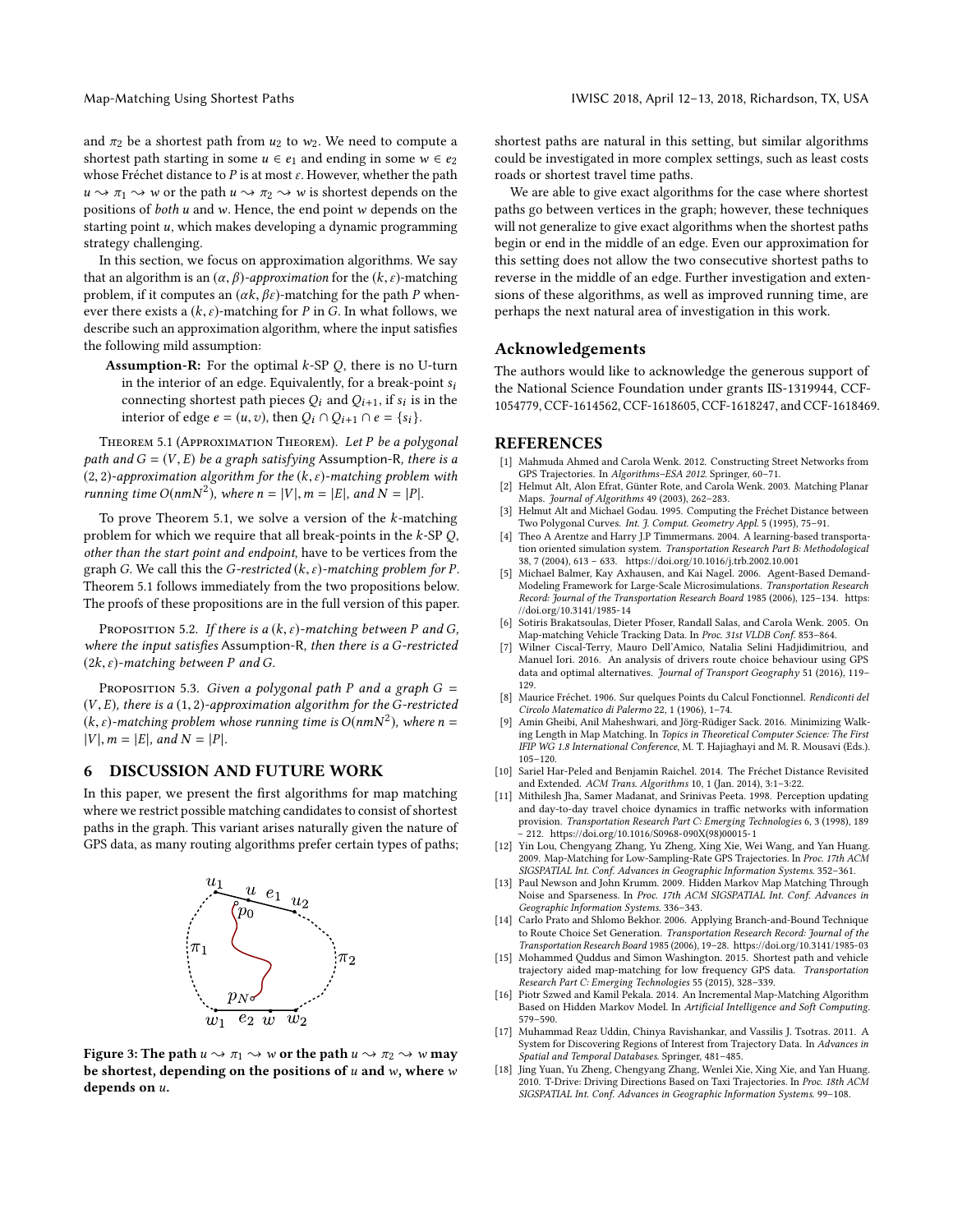and $\pi_2$ be a shortest path from $u_2$ to $w_2$. We need to compute a shortest path starting in some $u \in e_1$ and ending in some $w \in e_2$ whose Fréchet distance to $P$ is at most $\varepsilon$. However, whether the path $u \rightsquigarrow \pi_1 \rightsquigarrow w$ or the path $u \rightsquigarrow \pi_2 \rightsquigarrow w$ is shortest depends on the positions of *both* $u$ and $w$. Hence, the end point $w$ depends on the starting point $u$, which makes developing a dynamic programming strategy challenging.

In this section, we focus on approximation algorithms. We say that an algorithm is an $(\alpha, \beta)$-*approximation* for the $(k, \varepsilon)$-matching problem, if it computes an $(\alpha k, \beta\varepsilon)$-matching for the path $P$ whenever there exists a $(k, \varepsilon)$-matching for $P$ in $G$. In what follows, we describe such an approximation algorithm, where the input satisfies the following mild assumption:

**Assumption-R:** For the optimal $k$-SP $Q$, there is no U-turn in the interior of an edge. Equivalently, for a break-point $s_i$ connecting shortest path pieces $Q_i$ and $Q_{i+1}$, if $s_i$ is in the interior of edge $e = (u, v)$, then $Q_i \cap Q_{i+1} \cap e = \{s_i\}$.

Theorem 5.1 (Approximation Theorem). *Let $P$ be a polygonal path and $G = (V, E)$ be a graph satisfying* Assumption-R*, there is a $(2, 2)$-approximation algorithm for the $(k, \varepsilon)$-matching problem with running time $O(nmN^2)$, where $n = |V|$, $m = |E|$, and $N = |P|$.*

To prove Theorem 5.1, we solve a version of the $k$-matching problem for which we require that all break-points in the $k$-SP $Q$, *other than the start point and endpoint*, have to be vertices from the graph $G$. We call this the *$G$-restricted $(k, \varepsilon)$-matching problem for $P$*. Theorem 5.1 follows immediately from the two propositions below. The proofs of these propositions are in the full version of this paper.

Proposition 5.2. *If there is a $(k, \varepsilon)$-matching between $P$ and $G$, where the input satisfies* Assumption-R*, then there is a $G$-restricted $(2k, \varepsilon)$-matching between $P$ and $G$.*

Proposition 5.3. *Given a polygonal path $P$ and a graph $G = (V, E)$, there is a $(1, 2)$-approximation algorithm for the $G$-restricted $(k, \varepsilon)$-matching problem whose running time is $O(nmN^2)$, where $n = |V|, m = |E|$, and $N = |P|$.*

## 6 DISCUSSION AND FUTURE WORK

In this paper, we present the first algorithms for map matching where we restrict possible matching candidates to consist of shortest paths in the graph. This variant arises naturally given the nature of GPS data, as many routing algorithms prefer certain types of paths;

**Figure 3: The path $u \rightsquigarrow \pi_1 \rightsquigarrow w$ or the path $u \rightsquigarrow \pi_2 \rightsquigarrow w$ may be shortest, depending on the positions of $u$ and $w$, where $w$ depends on $u$.**

shortest paths are natural in this setting, but similar algorithms could be investigated in more complex settings, such as least costs roads or shortest travel time paths.

We are able to give exact algorithms for the case where shortest paths go between vertices in the graph; however, these techniques will not generalize to give exact algorithms when the shortest paths begin or end in the middle of an edge. Even our approximation for this setting does not allow the two consecutive shortest paths to reverse in the middle of an edge. Further investigation and extensions of these algorithms, as well as improved running time, are perhaps the next natural area of investigation in this work.

## Acknowledgements

The authors would like to acknowledge the generous support of the National Science Foundation under grants IIS-1319944, CCF-1054779, CCF-1614562, CCF-1618605, CCF-1618247, and CCF-1618469.

## REFERENCES

[1] Mahmuda Ahmed and Carola Wenk. 2012. Constructing Street Networks from GPS Trajectories. In *Algorithms–ESA 2012*. Springer, 60–71.

[2] Helmut Alt, Alon Efrat, Günter Rote, and Carola Wenk. 2003. Matching Planar Maps. *Journal of Algorithms* 49 (2003), 262–283.

[3] Helmut Alt and Michael Godau. 1995. Computing the Fréchet Distance between Two Polygonal Curves. *Int. J. Comput. Geometry Appl.* 5 (1995), 75–91.

[4] Theo A Arentze and Harry J.P Timmermans. 2004. A learning-based transportation oriented simulation system. *Transportation Research Part B: Methodological* 38, 7 (2004), 613 – 633. https://doi.org/10.1016/j.trb.2002.10.001

[5] Michael Balmer, Kay Axhausen, and Kai Nagel. 2006. Agent-Based Demand-Modeling Framework for Large-Scale Microsimulations. *Transportation Research Record: Journal of the Transportation Research Board* 1985 (2006), 125–134. https://doi.org/10.3141/1985-14

[6] Sotiris Brakatsoulas, Dieter Pfoser, Randall Salas, and Carola Wenk. 2005. On Map-matching Vehicle Tracking Data. In *Proc. 31st VLDB Conf.* 853–864.

[7] Wilner Ciscal-Terry, Mauro Dell'Amico, Natalia Selini Hadjidimitriou, and Manuel Iori. 2016. An analysis of drivers route choice behaviour using GPS data and optimal alternatives. *Journal of Transport Geography* 51 (2016), 119–129.

[8] Maurice Fréchet. 1906. Sur quelques Points du Calcul Fonctionnel. *Rendiconti del Circolo Matematico di Palermo* 22, 1 (1906), 1–74.

[9] Amin Gheibi, Anil Maheshwari, and Jörg-Rüdiger Sack. 2016. Minimizing Walking Length in Map Matching. In *Topics in Theoretical Computer Science: The First IFIP WG 1.8 International Conference*, M. T. Hajiaghayi and M. R. Mousavi (Eds.). 105–120.

[10] Sariel Har-Peled and Benjamin Raichel. 2014. The Fréchet Distance Revisited and Extended. *ACM Trans. Algorithms* 10, 1 (Jan. 2014), 3:1–3:22.

[11] Mithilesh Jha, Samer Madanat, and Srinivas Peeta. 1998. Perception updating and day-to-day travel choice dynamics in traffic networks with information provision. *Transportation Research Part C: Emerging Technologies* 6, 3 (1998), 189 – 212. https://doi.org/10.1016/S0968-090X(98)00015-1

[12] Yin Lou, Chengyang Zhang, Yu Zheng, Xing Xie, Wei Wang, and Yan Huang. 2009. Map-Matching for Low-Sampling-Rate GPS Trajectories. In *Proc. 17th ACM SIGSPATIAL Int. Conf. Advances in Geographic Information Systems*. 352–361.

[13] Paul Newson and John Krumm. 2009. Hidden Markov Map Matching Through Noise and Sparseness. In *Proc. 17th ACM SIGSPATIAL Int. Conf. Advances in Geographic Information Systems*. 336–343.

[14] Carlo Prato and Shlomo Bekhor. 2006. Applying Branch-and-Bound Technique to Route Choice Set Generation. *Transportation Research Record: Journal of the Transportation Research Board* 1985 (2006), 19–28. https://doi.org/10.3141/1985-03

[15] Mohammed Quddus and Simon Washington. 2015. Shortest path and vehicle trajectory aided map-matching for low frequency GPS data. *Transportation Research Part C: Emerging Technologies* 55 (2015), 328–339.

[16] Piotr Szwed and Kamil Pekala. 2014. An Incremental Map-Matching Algorithm Based on Hidden Markov Model. In *Artificial Intelligence and Soft Computing*. 579–590.

[17] Muhammad Reaz Uddin, Chinya Ravishankar, and Vassilis J. Tsotras. 2011. A System for Discovering Regions of Interest from Trajectory Data. In *Advances in Spatial and Temporal Databases*. Springer, 481–485.

[18] Jing Yuan, Yu Zheng, Chengyang Zhang, Wenlei Xie, Xing Xie, and Yan Huang. 2010. T-Drive: Driving Directions Based on Taxi Trajectories. In *Proc. 18th ACM SIGSPATIAL Int. Conf. Advances in Geographic Information Systems*. 99–108.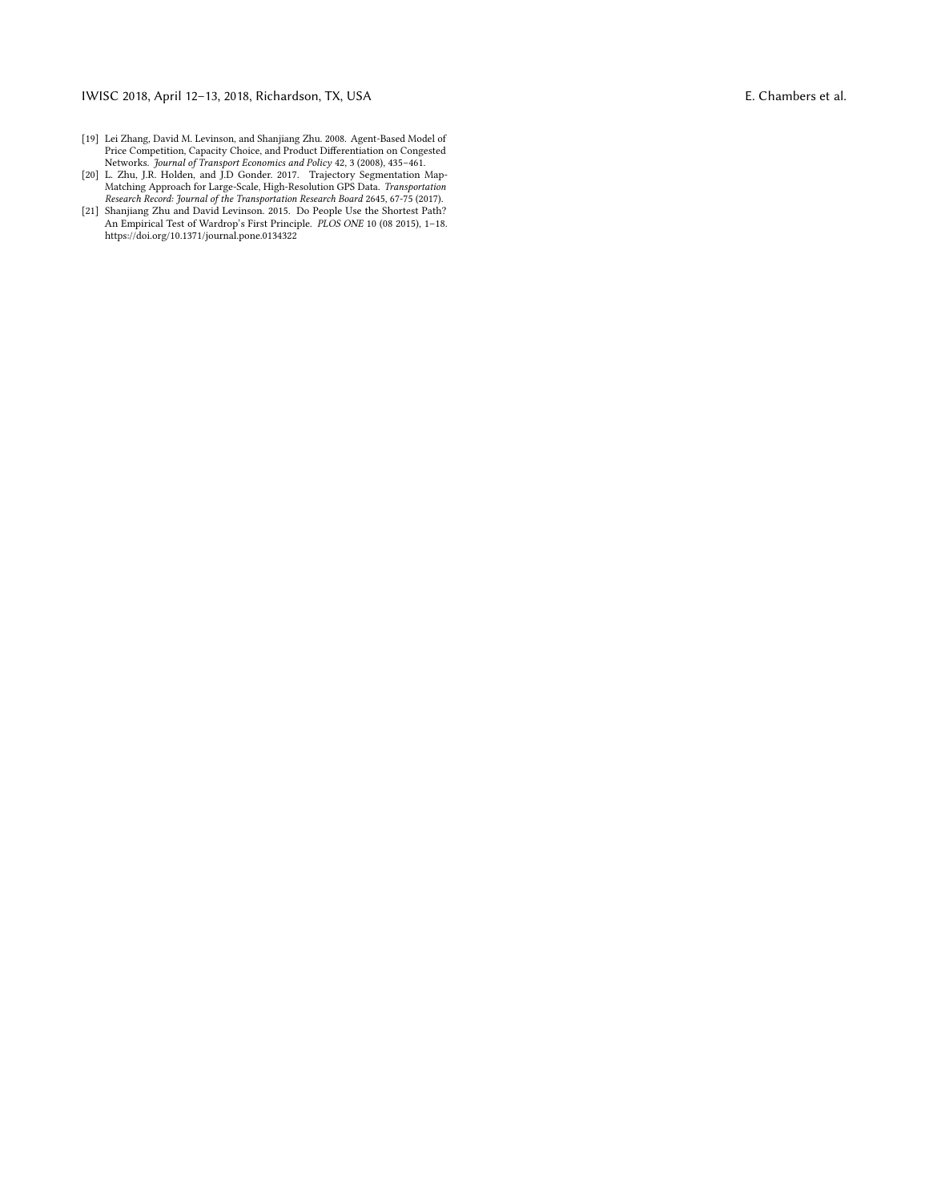[19] Lei Zhang, David M. Levinson, and Shanjiang Zhu. 2008. Agent-Based Model of Price Competition, Capacity Choice, and Product Differentiation on Congested Networks. *Journal of Transport Economics and Policy* 42, 3 (2008), 435–461.

[20] L. Zhu, J.R. Holden, and J.D Gonder. 2017. Trajectory Segmentation Map-Matching Approach for Large-Scale, High-Resolution GPS Data. *Transportation Research Record: Journal of the Transportation Research Board* 2645, 67-75 (2017).

[21] Shanjiang Zhu and David Levinson. 2015. Do People Use the Shortest Path? An Empirical Test of Wardrop's First Principle. *PLOS ONE* 10 (08 2015), 1–18. https://doi.org/10.1371/journal.pone.0134322